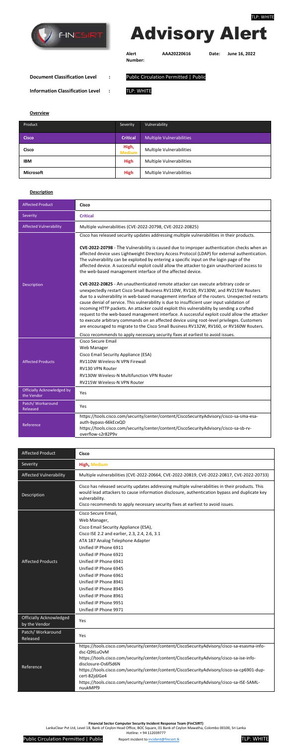TLP: WHITE

# Advisory Alert

**Alert Number:** AAA20220616 **Date:** June 16, 2022

**Document Classification Level :** Public Circulation Permitted | Public

**Information Classification Level :** TLP: WHITE

## Overview

| Product | Severity | Vulnerability |
|---|---|---|
| **Cisco** | **Critical** | Multiple Vulnerabilities |
| **Cisco** | **High, Medium** | Multiple Vulnerabilities |
| **IBM** | **High** | Multiple Vulnerabilities |
| **Microsoft** | **High** | Multiple Vulnerabilities |

## Description

| Affected Product | **Cisco** |
|---|---|
| Severity | **Critical** |
| Affected Vulnerability | Multiple vulnerabilities (CVE-2022-20798, CVE-2022-20825) |
| Description | Cisco has released security updates addressing multiple vulnerabilities in their products.<br><br>**CVE-2022-20798** - The Vulnerability is caused due to improper authentication checks when an affected device uses Lightweight Directory Access Protocol (LDAP) for external authentication. The vulnerability can be exploited by entering a specific input on the login page of the affected device. A successful exploit could allow the attacker to gain unauthorized access to the web-based management interface of the affected device.<br><br>**CVE-2022-20825** - An unauthenticated remote attacker can execute arbitrary code or unexpectedly restart Cisco Small Business RV110W, RV130, RV130W, and RV215W Routers due to a vulnerability in web-based management interface of the routers. Unexpected restarts cause denial of service. This vulnerability is due to insufficient user input validation of incoming HTTP packets. An attacker could exploit this vulnerability by sending a crafted request to the web-based management interface. A successful exploit could allow the attacker to execute arbitrary commands on an affected device using root-level privileges. Customers are encouraged to migrate to the Cisco Small Business RV132W, RV160, or RV160W Routers.<br><br>Cisco recommends to apply necessary security fixes at earliest to avoid issues. |
| Affected Products | Cisco Secure Email<br>Web Manager<br>Cisco Email Security Appliance (ESA)<br>RV110W Wireless-N VPN Firewall<br>RV130 VPN Router<br>RV130W Wireless-N Multifunction VPN Router<br>RV215W Wireless-N VPN Router |
| Officially Acknowledged by the Vendor | Yes |
| Patch/ Workaround Released | Yes |
| Reference | https://tools.cisco.com/security/center/content/CiscoSecurityAdvisory/cisco-sa-sma-esa-auth-bypass-66kEcxQD<br>https://tools.cisco.com/security/center/content/CiscoSecurityAdvisory/cisco-sa-sb-rv-overflow-s2r82P9v |

| Affected Product | **Cisco** |
|---|---|
| Severity | **High, Medium** |
| Affected Vulnerability | Multiple vulnerabilities (CVE-2022-20664, CVE-2022-20819, CVE-2022-20817, CVE-2022-20733) |
| Description | Cisco has released security updates addressing multiple vulnerabilities in their products. This would lead attackers to cause information disclosure, authentication bypass and duplicate key vulnerability.<br>Cisco recommends to apply necessary security fixes at earliest to avoid issues. |
| Affected Products | Cisco Secure Email,<br>Web Manager,<br>Cisco Email Security Appliance (ESA),<br>Cisco ISE 2.2 and earlier, 2.3, 2.4, 2.6, 3.1<br>ATA 187 Analog Telephone Adapter<br>Unified IP Phone 6911<br>Unified IP Phone 6921<br>Unified IP Phone 6941<br>Unified IP Phone 6945<br>Unified IP Phone 6961<br>Unified IP Phone 8941<br>Unified IP Phone 8945<br>Unified IP Phone 8961<br>Unified IP Phone 9951<br>Unified IP Phone 9971 |
| Officially Acknowledged by the Vendor | Yes |
| Patch/ Workaround Released | Yes |
| Reference | https://tools.cisco.com/security/center/content/CiscoSecurityAdvisory/cisco-sa-esasma-info-dsc-Q9tLuOvM<br>https://tools.cisco.com/security/center/content/CiscoSecurityAdvisory/cisco-sa-ise-info-disclosure-Os6fSd6N<br>https://tools.cisco.com/security/center/content/CiscoSecurityAdvisory/cisco-sa-cp6901-dup-cert-82jdJGe4<br>https://tools.cisco.com/security/center/content/CiscoSecurityAdvisory/cisco-sa-ISE-SAML-nuukMPf9 |

**Financial Sector Computer Security Incident Response Team (FinCSIRT)**
LankaClear Pvt Ltd, Level 18, Bank of Ceylon Head Office, BOC Square, 01 Bank of Ceylon Mawatha, Colombo 00100, Sri Lanka
Hotline: + 94 112039777

Public Circulation Permitted | Public Report incident to incident@fincsirt.lk TLP: WHITE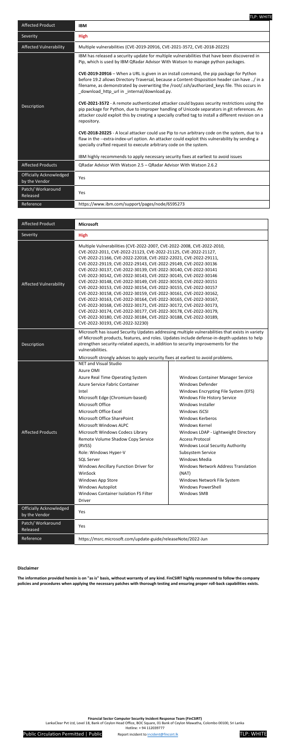TLP: WHITE

| | |
|---|---|
| Affected Product | **IBM** |
| Severity | **High** |
| Affected Vulnerability | Multiple vulnerabilities (CVE-2019-20916, CVE-2021-3572, CVE-2018-20225) |
| Description | IBM has released a security update for multiple vulnerabilities that have been discovered in Pip, which is used by IBM QRadar Advisor With Watson to manage python packages.<br><br>**CVE-2019-20916** – When a URL is given in an install command, the pip package for Python before 19.2 allows Directory Traversal, because a Content-Disposition header can have ../ in a filename, as demonstrated by overwriting the /root/.ssh/authorized_keys file. This occurs in _download_http_url in _internal/download.py.<br><br>**CVE-2021-3572** - A remote authenticated attacker could cause bypass security restrictions using the pip package for Python, due to improper handling of Unicode separators in git references. An attacker could exploit this by creating a specially crafted tag to install a different revision on a repository.<br><br>**CVE-2018-20225** - A local attacker could use Pip to run arbitrary code on the system, due to a flaw in the --extra-index-url option. An attacker could exploit this vulnerability by sending a specially crafted request to execute arbitrary code on the system.<br><br>IBM highly recommends to apply necessary security fixes at earliest to avoid issues |
| Affected Products | QRadar Advisor With Watson 2.5 – QRadar Advisor With Watson 2.6.2 |
| Officially Acknowledged by the Vendor | Yes |
| Patch/ Workaround Released | Yes |
| Reference | https://www.ibm.com/support/pages/node/6595273 |

| | | |
|---|---|---|
| Affected Product | **Microsoft** | |
| Severity | **High** | |
| Affected Vulnerability | Multiple Vulnerabilities (CVE-2022-2007, CVE-2022-2008, CVE-2022-2010, CVE-2022-2011, CVE-2022-21123, CVE-2022-21125, CVE-2022-21127, CVE-2022-21166, CVE-2022-22018, CVE-2022-22021, CVE-2022-29111, CVE-2022-29119, CVE-2022-29143, CVE-2022-29149, CVE-2022-30136 CVE-2022-30137, CVE-2022-30139, CVE-2022-30140, CVE-2022-30141 CVE-2022-30142, CVE-2022-30143, CVE-2022-30145, CVE-2022-30146 CVE-2022-30148, CVE-2022-30149, CVE-2022-30150, CVE-2022-30151 CVE-2022-30153, CVE-2022-30154, CVE-2022-30155, CVE-2022-30157 CVE-2022-30158, CVE-2022-30159, CVE-2022-30161, CVE-2022-30162, CVE-2022-30163, CVE-2022-30164, CVE-2022-30165, CVE-2022-30167, CVE-2022-30168, CVE-2022-30171, CVE-2022-30172, CVE-2022-30173, CVE-2022-30174, CVE-2022-30177, CVE-2022-30178, CVE-2022-30179, CVE-2022-30180, CVE-2022-30184, CVE-2022-30188, CVE-2022-30189, CVE-2022-30193, CVE-2022-32230) | |
| Description | Microsoft has issued Security Updates addressing multiple vulnerabilities that exists in variety of Microsoft products, features, and roles. Updates include defense-in-depth updates to help strengthen security-related aspects, in addition to security improvements for the vulnerabilities.<br><br>Microsoft strongly advises to apply security fixes at earliest to avoid problems. | |
| Affected Products | NET and Visual Studio<br>Azure OMI<br>Azure Real Time Operating System<br>Azure Service Fabric Container<br>Intel<br>Microsoft Edge (Chromium-based)<br>Microsoft Office<br>Microsoft Office Excel<br>Microsoft Office SharePoint<br>Microsoft Windows ALPC<br>Microsoft Windows Codecs Library<br>Remote Volume Shadow Copy Service (RVSS)<br>Role: Windows Hyper-V<br>SQL Server<br>Windows Ancillary Function Driver for WinSock<br>Windows App Store<br>Windows Autopilot<br>Windows Container Isolation FS Filter Driver | Windows Container Manager Service<br>Windows Defender<br>Windows Encrypting File System (EFS)<br>Windows File History Service<br>Windows Installer<br>Windows iSCSI<br>Windows Kerberos<br>Windows Kernel<br>Windows LDAP - Lightweight Directory Access Protocol<br>Windows Local Security Authority Subsystem Service<br>Windows Media<br>Windows Network Address Translation (NAT)<br>Windows Network File System<br>Windows PowerShell<br>Windows SMB |
| Officially Acknowledged by the Vendor | Yes | |
| Patch/ Workaround Released | Yes | |
| Reference | https://msrc.microsoft.com/update-guide/releaseNote/2022-Jun | |

**Disclaimer**

**The information provided herein is on "as is" basis, without warranty of any kind. FinCSIRT highly recommend to follow the company policies and procedures when applying the necessary patches with thorough testing and ensuring proper roll-back capabilities exists.**

**Financial Sector Computer Security Incident Response Team (FinCSIRT)**
LankaClear Pvt Ltd, Level 18, Bank of Ceylon Head Office, BOC Square, 01 Bank of Ceylon Mawatha, Colombo 00100, Sri Lanka
Hotline: + 94 112039777

Public Circulation Permitted | Public    Report incident to incident@fincsirt.lk    TLP: WHITE